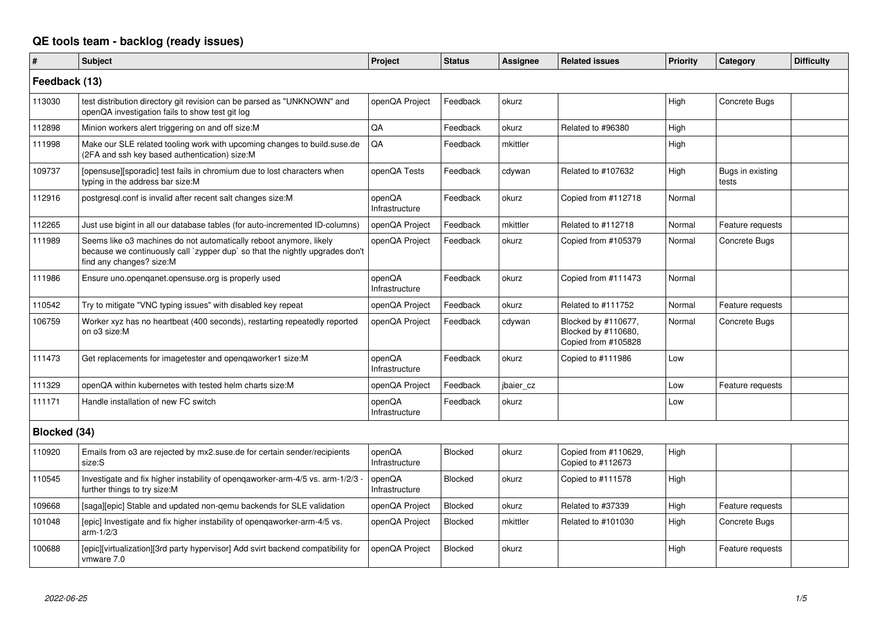# QE tools team - backlog (ready issues)

| # | Subject | Project | Status | Assignee | Related issues | Priority | Category | Difficulty |
|---|---|---|---|---|---|---|---|---|
| **Feedback (13)** | | | | | | | | |
| 113030 | test distribution directory git revision can be parsed as "UNKNOWN" and openQA investigation fails to show test git log | openQA Project | Feedback | okurz | | High | Concrete Bugs | |
| 112898 | Minion workers alert triggering on and off size:M | QA | Feedback | okurz | Related to #96380 | High | | |
| 111998 | Make our SLE related tooling work with upcoming changes to build.suse.de (2FA and ssh key based authentication) size:M | QA | Feedback | mkittler | | High | | |
| 109737 | [opensuse][sporadic] test fails in chromium due to lost characters when typing in the address bar size:M | openQA Tests | Feedback | cdywan | Related to #107632 | High | Bugs in existing tests | |
| 112916 | postgresql.conf is invalid after recent salt changes size:M | openQA Infrastructure | Feedback | okurz | Copied from #112718 | Normal | | |
| 112265 | Just use bigint in all our database tables (for auto-incremented ID-columns) | openQA Project | Feedback | mkittler | Related to #112718 | Normal | Feature requests | |
| 111989 | Seems like o3 machines do not automatically reboot anymore, likely because we continuously call `zypper dup` so that the nightly upgrades don't find any changes? size:M | openQA Project | Feedback | okurz | Copied from #105379 | Normal | Concrete Bugs | |
| 111986 | Ensure uno.openqanet.opensuse.org is properly used | openQA Infrastructure | Feedback | okurz | Copied from #111473 | Normal | | |
| 110542 | Try to mitigate "VNC typing issues" with disabled key repeat | openQA Project | Feedback | okurz | Related to #111752 | Normal | Feature requests | |
| 106759 | Worker xyz has no heartbeat (400 seconds), restarting repeatedly reported on o3 size:M | openQA Project | Feedback | cdywan | Blocked by #110677, Blocked by #110680, Copied from #105828 | Normal | Concrete Bugs | |
| 111473 | Get replacements for imagetester and openqaworker1 size:M | openQA Infrastructure | Feedback | okurz | Copied to #111986 | Low | | |
| 111329 | openQA within kubernetes with tested helm charts size:M | openQA Project | Feedback | jbaier_cz | | Low | Feature requests | |
| 111171 | Handle installation of new FC switch | openQA Infrastructure | Feedback | okurz | | Low | | |
| **Blocked (34)** | | | | | | | | |
| 110920 | Emails from o3 are rejected by mx2.suse.de for certain sender/recipients size:S | openQA Infrastructure | Blocked | okurz | Copied from #110629, Copied to #112673 | High | | |
| 110545 | Investigate and fix higher instability of openqaworker-arm-4/5 vs. arm-1/2/3 - further things to try size:M | openQA Infrastructure | Blocked | okurz | Copied to #111578 | High | | |
| 109668 | [saga][epic] Stable and updated non-qemu backends for SLE validation | openQA Project | Blocked | okurz | Related to #37339 | High | Feature requests | |
| 101048 | [epic] Investigate and fix higher instability of openqaworker-arm-4/5 vs. arm-1/2/3 | openQA Project | Blocked | mkittler | Related to #101030 | High | Concrete Bugs | |
| 100688 | [epic][virtualization][3rd party hypervisor] Add svirt backend compatibility for vmware 7.0 | openQA Project | Blocked | okurz | | High | Feature requests | |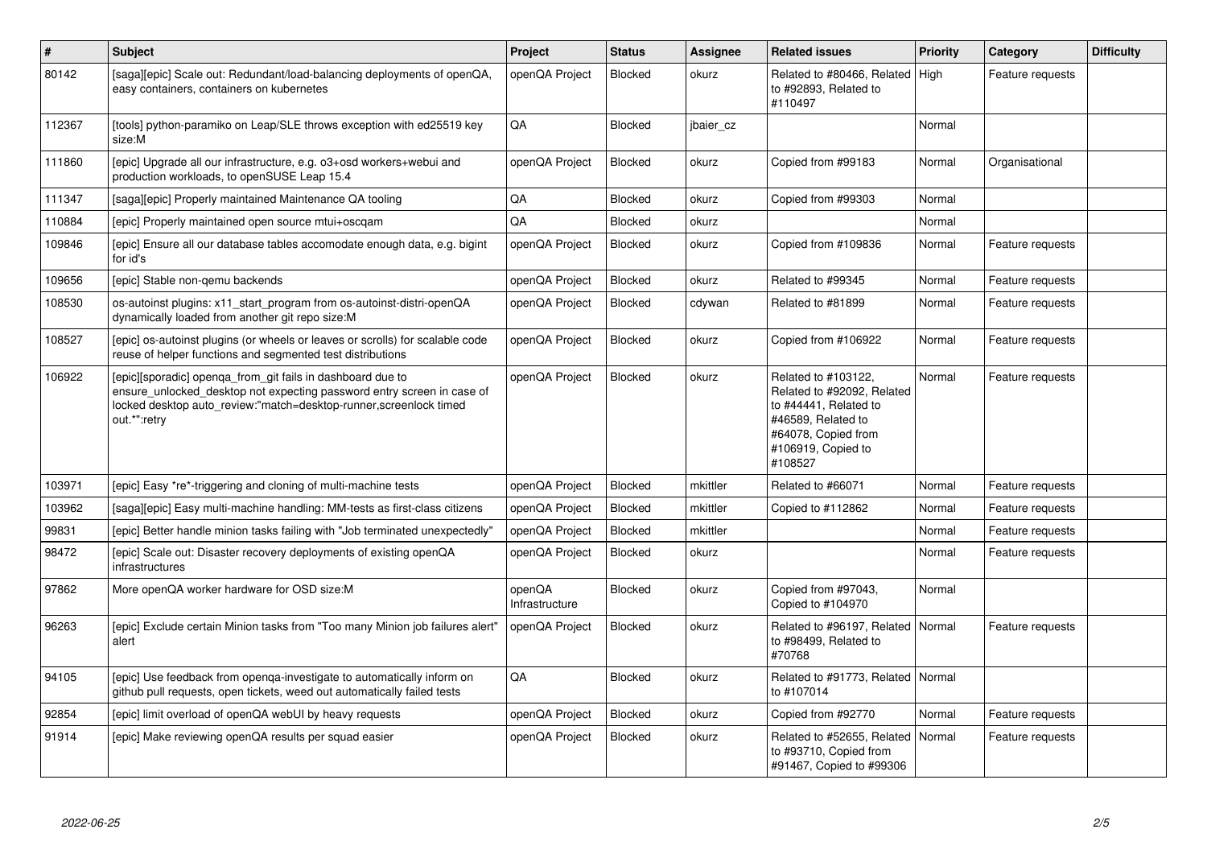| # | Subject | Project | Status | Assignee | Related issues | Priority | Category | Difficulty |
|---|---|---|---|---|---|---|---|---|
| 80142 | [saga][epic] Scale out: Redundant/load-balancing deployments of openQA, easy containers, containers on kubernetes | openQA Project | Blocked | okurz | Related to #80466, Related to #92893, Related to #110497 | High | Feature requests | |
| 112367 | [tools] python-paramiko on Leap/SLE throws exception with ed25519 key size:M | QA | Blocked | jbaier_cz | | Normal | | |
| 111860 | [epic] Upgrade all our infrastructure, e.g. o3+osd workers+webui and production workloads, to openSUSE Leap 15.4 | openQA Project | Blocked | okurz | Copied from #99183 | Normal | Organisational | |
| 111347 | [saga][epic] Properly maintained Maintenance QA tooling | QA | Blocked | okurz | Copied from #99303 | Normal | | |
| 110884 | [epic] Properly maintained open source mtui+oscqam | QA | Blocked | okurz | | Normal | | |
| 109846 | [epic] Ensure all our database tables accomodate enough data, e.g. bigint for id's | openQA Project | Blocked | okurz | Copied from #109836 | Normal | Feature requests | |
| 109656 | [epic] Stable non-qemu backends | openQA Project | Blocked | okurz | Related to #99345 | Normal | Feature requests | |
| 108530 | os-autoinst plugins: x11_start_program from os-autoinst-distri-openQA dynamically loaded from another git repo size:M | openQA Project | Blocked | cdywan | Related to #81899 | Normal | Feature requests | |
| 108527 | [epic] os-autoinst plugins (or wheels or leaves or scrolls) for scalable code reuse of helper functions and segmented test distributions | openQA Project | Blocked | okurz | Copied from #106922 | Normal | Feature requests | |
| 106922 | [epic][sporadic] openqa_from_git fails in dashboard due to ensure_unlocked_desktop not expecting password entry screen in case of locked desktop auto_review:"match=desktop-runner,screenlock timed out.*":retry | openQA Project | Blocked | okurz | Related to #103122, Related to #92092, Related to #44441, Related to #46589, Related to #64078, Copied from #106919, Copied to #108527 | Normal | Feature requests | |
| 103971 | [epic] Easy *re*-triggering and cloning of multi-machine tests | openQA Project | Blocked | mkittler | Related to #66071 | Normal | Feature requests | |
| 103962 | [saga][epic] Easy multi-machine handling: MM-tests as first-class citizens | openQA Project | Blocked | mkittler | Copied to #112862 | Normal | Feature requests | |
| 99831 | [epic] Better handle minion tasks failing with "Job terminated unexpectedly" | openQA Project | Blocked | mkittler | | Normal | Feature requests | |
| 98472 | [epic] Scale out: Disaster recovery deployments of existing openQA infrastructures | openQA Project | Blocked | okurz | | Normal | Feature requests | |
| 97862 | More openQA worker hardware for OSD size:M | openQA Infrastructure | Blocked | okurz | Copied from #97043, Copied to #104970 | Normal | | |
| 96263 | [epic] Exclude certain Minion tasks from "Too many Minion job failures alert" alert | openQA Project | Blocked | okurz | Related to #96197, Related to #98499, Related to #70768 | Normal | Feature requests | |
| 94105 | [epic] Use feedback from openqa-investigate to automatically inform on github pull requests, open tickets, weed out automatically failed tests | QA | Blocked | okurz | Related to #91773, Related to #107014 | Normal | | |
| 92854 | [epic] limit overload of openQA webUI by heavy requests | openQA Project | Blocked | okurz | Copied from #92770 | Normal | Feature requests | |
| 91914 | [epic] Make reviewing openQA results per squad easier | openQA Project | Blocked | okurz | Related to #52655, Related to #93710, Copied from #91467, Copied to #99306 | Normal | Feature requests | |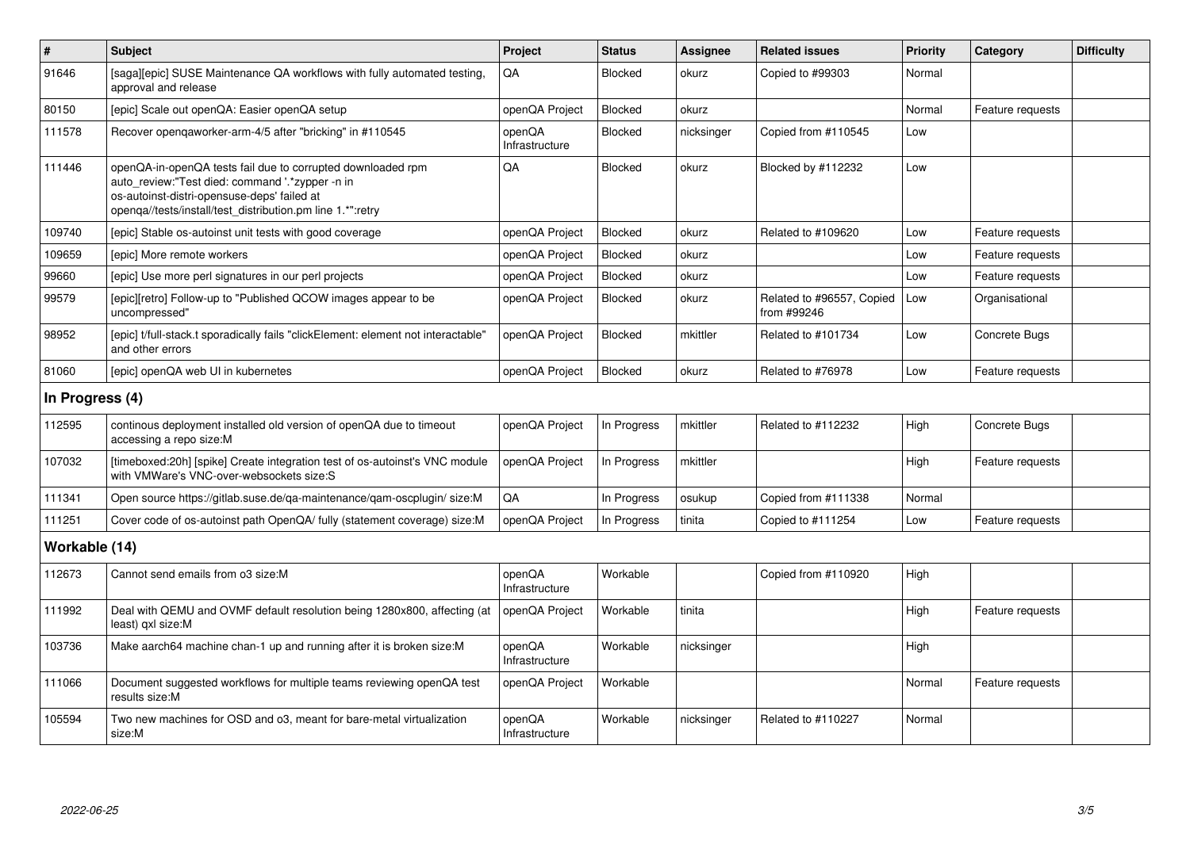| # | Subject | Project | Status | Assignee | Related issues | Priority | Category | Difficulty |
|---|---|---|---|---|---|---|---|---|
| 91646 | [saga][epic] SUSE Maintenance QA workflows with fully automated testing, approval and release | QA | Blocked | okurz | Copied to #99303 | Normal | | |
| 80150 | [epic] Scale out openQA: Easier openQA setup | openQA Project | Blocked | okurz | | Normal | Feature requests | |
| 111578 | Recover openqaworker-arm-4/5 after "bricking" in #110545 | openQA Infrastructure | Blocked | nicksinger | Copied from #110545 | Low | | |
| 111446 | openQA-in-openQA tests fail due to corrupted downloaded rpm auto_review:"Test died: command '.*zypper -n in os-autoinst-distri-opensuse-deps' failed at openqa//tests/install/test_distribution.pm line 1.*":retry | QA | Blocked | okurz | Blocked by #112232 | Low | | |
| 109740 | [epic] Stable os-autoinst unit tests with good coverage | openQA Project | Blocked | okurz | Related to #109620 | Low | Feature requests | |
| 109659 | [epic] More remote workers | openQA Project | Blocked | okurz | | Low | Feature requests | |
| 99660 | [epic] Use more perl signatures in our perl projects | openQA Project | Blocked | okurz | | Low | Feature requests | |
| 99579 | [epic][retro] Follow-up to "Published QCOW images appear to be uncompressed" | openQA Project | Blocked | okurz | Related to #96557, Copied from #99246 | Low | Organisational | |
| 98952 | [epic] t/full-stack.t sporadically fails "clickElement: element not interactable" and other errors | openQA Project | Blocked | mkittler | Related to #101734 | Low | Concrete Bugs | |
| 81060 | [epic] openQA web UI in kubernetes | openQA Project | Blocked | okurz | Related to #76978 | Low | Feature requests | |
| **In Progress (4)** | | | | | | | | |
| 112595 | continous deployment installed old version of openQA due to timeout accessing a repo size:M | openQA Project | In Progress | mkittler | Related to #112232 | High | Concrete Bugs | |
| 107032 | [timeboxed:20h] [spike] Create integration test of os-autoinst's VNC module with VMWare's VNC-over-websockets size:S | openQA Project | In Progress | mkittler | | High | Feature requests | |
| 111341 | Open source https://gitlab.suse.de/qa-maintenance/qam-oscplugin/ size:M | QA | In Progress | osukup | Copied from #111338 | Normal | | |
| 111251 | Cover code of os-autoinst path OpenQA/ fully (statement coverage) size:M | openQA Project | In Progress | tinita | Copied to #111254 | Low | Feature requests | |
| **Workable (14)** | | | | | | | | |
| 112673 | Cannot send emails from o3 size:M | openQA Infrastructure | Workable | | Copied from #110920 | High | | |
| 111992 | Deal with QEMU and OVMF default resolution being 1280x800, affecting (at least) qxl size:M | openQA Project | Workable | tinita | | High | Feature requests | |
| 103736 | Make aarch64 machine chan-1 up and running after it is broken size:M | openQA Infrastructure | Workable | nicksinger | | High | | |
| 111066 | Document suggested workflows for multiple teams reviewing openQA test results size:M | openQA Project | Workable | | | Normal | Feature requests | |
| 105594 | Two new machines for OSD and o3, meant for bare-metal virtualization size:M | openQA Infrastructure | Workable | nicksinger | Related to #110227 | Normal | | |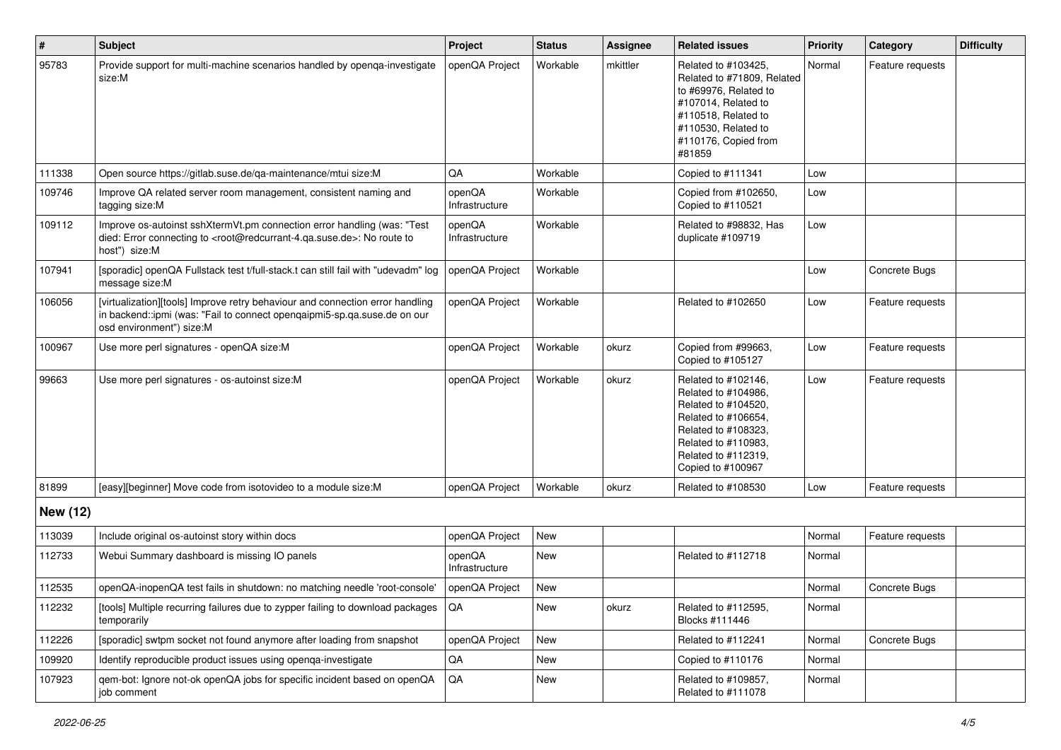| # | Subject | Project | Status | Assignee | Related issues | Priority | Category | Difficulty |
|---|---|---|---|---|---|---|---|---|
| 95783 | Provide support for multi-machine scenarios handled by openqa-investigate size:M | openQA Project | Workable | mkittler | Related to #103425, Related to #71809, Related to #69976, Related to #107014, Related to #110518, Related to #110530, Related to #110176, Copied from #81859 | Normal | Feature requests | |
| 111338 | Open source https://gitlab.suse.de/qa-maintenance/mtui size:M | QA | Workable | | Copied to #111341 | Low | | |
| 109746 | Improve QA related server room management, consistent naming and tagging size:M | openQA Infrastructure | Workable | | Copied from #102650, Copied to #110521 | Low | | |
| 109112 | Improve os-autoinst sshXtermVt.pm connection error handling (was: "Test died: Error connecting to <root@redcurrant-4.qa.suse.de>: No route to host") size:M | openQA Infrastructure | Workable | | Related to #98832, Has duplicate #109719 | Low | | |
| 107941 | [sporadic] openQA Fullstack test t/full-stack.t can still fail with "udevadm" log message size:M | openQA Project | Workable | | | Low | Concrete Bugs | |
| 106056 | [virtualization][tools] Improve retry behaviour and connection error handling in backend::ipmi (was: "Fail to connect openqaipmi5-sp.qa.suse.de on our osd environment") size:M | openQA Project | Workable | | Related to #102650 | Low | Feature requests | |
| 100967 | Use more perl signatures - openQA size:M | openQA Project | Workable | okurz | Copied from #99663, Copied to #105127 | Low | Feature requests | |
| 99663 | Use more perl signatures - os-autoinst size:M | openQA Project | Workable | okurz | Related to #102146, Related to #104986, Related to #104520, Related to #106654, Related to #108323, Related to #110983, Related to #112319, Copied to #100967 | Low | Feature requests | |
| 81899 | [easy][beginner] Move code from isotovideo to a module size:M | openQA Project | Workable | okurz | Related to #108530 | Low | Feature requests | |
| **New (12)** | | | | | | | | |
| 113039 | Include original os-autoinst story within docs | openQA Project | New | | | Normal | Feature requests | |
| 112733 | Webui Summary dashboard is missing IO panels | openQA Infrastructure | New | | Related to #112718 | Normal | | |
| 112535 | openQA-inopenQA test fails in shutdown: no matching needle 'root-console' | openQA Project | New | | | Normal | Concrete Bugs | |
| 112232 | [tools] Multiple recurring failures due to zypper failing to download packages temporarily | QA | New | okurz | Related to #112595, Blocks #111446 | Normal | | |
| 112226 | [sporadic] swtpm socket not found anymore after loading from snapshot | openQA Project | New | | Related to #112241 | Normal | Concrete Bugs | |
| 109920 | Identify reproducible product issues using openqa-investigate | QA | New | | Copied to #110176 | Normal | | |
| 107923 | qem-bot: Ignore not-ok openQA jobs for specific incident based on openQA job comment | QA | New | | Related to #109857, Related to #111078 | Normal | | |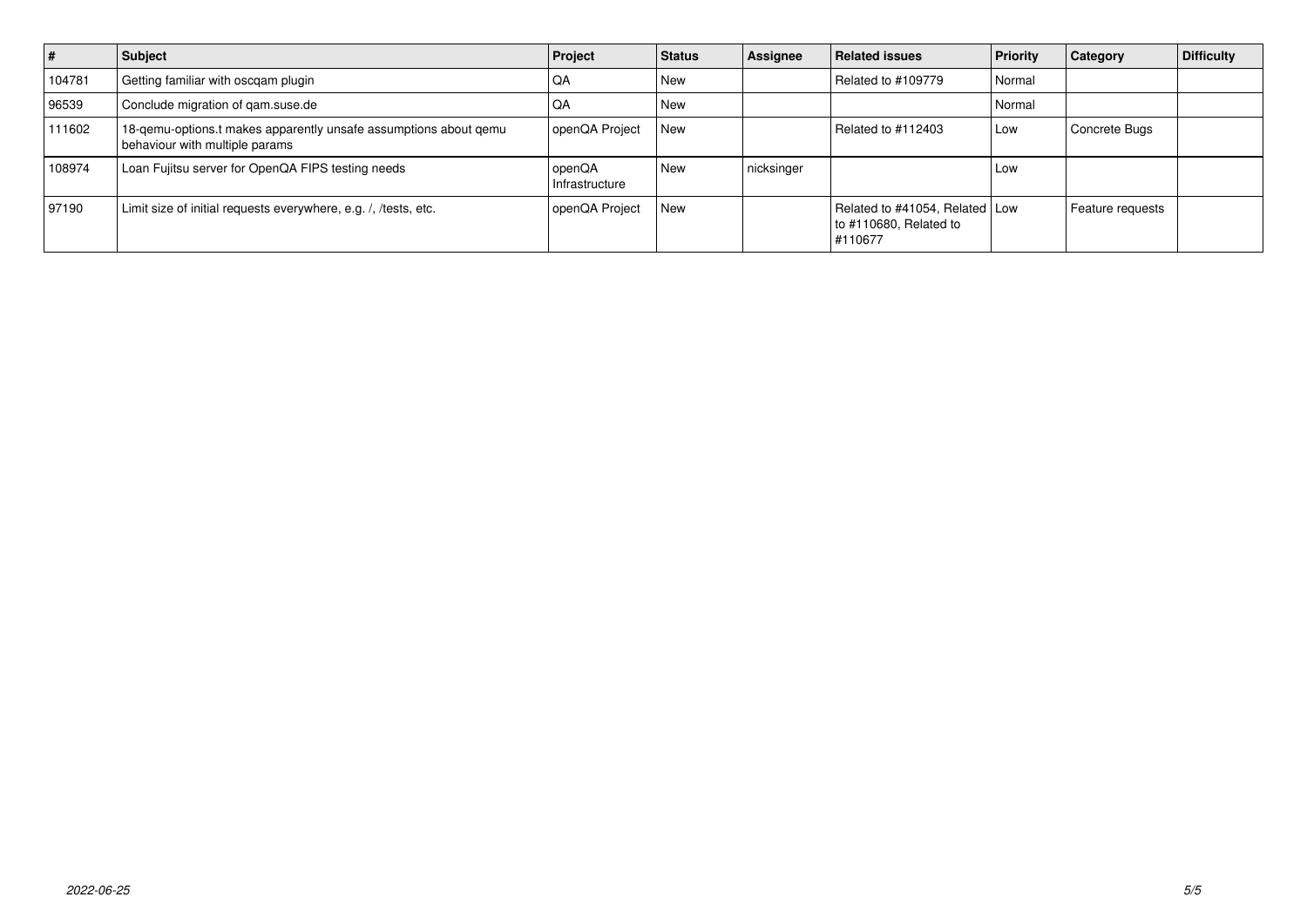| # | Subject | Project | Status | Assignee | Related issues | Priority | Category | Difficulty |
|---|---|---|---|---|---|---|---|---|
| 104781 | Getting familiar with oscqam plugin | QA | New | | Related to #109779 | Normal | | |
| 96539 | Conclude migration of qam.suse.de | QA | New | | | Normal | | |
| 111602 | 18-qemu-options.t makes apparently unsafe assumptions about qemu behaviour with multiple params | openQA Project | New | | Related to #112403 | Low | Concrete Bugs | |
| 108974 | Loan Fujitsu server for OpenQA FIPS testing needs | openQA Infrastructure | New | nicksinger | | Low | | |
| 97190 | Limit size of initial requests everywhere, e.g. /, /tests, etc. | openQA Project | New | | Related to #41054, Related to #110680, Related to #110677 | Low | Feature requests | |